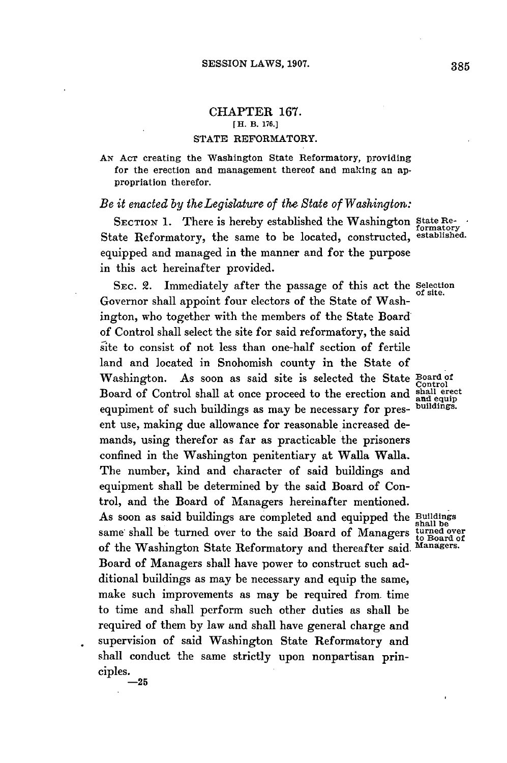# CHAPTER 167.

[H. B. 176.]

## STATE REFORMATORY.

AN ACT creating the Washington State Reformatory, providing for the erection and management thereof and making an appropriation therefor.

*Be it enacted by the Legislature of the State of Washington:*

SECTION 1. There is hereby established the Washington State Reformatory, the same to be located, constructed, equipped and managed in the manner and for the purpose in this act hereinafter provided.

State Reformatory established.

SEC. 2. Immediately after the passage of this act the Governor shall appoint four electors of the State of Washington, who together with the members of the State Board of Control shall select the site for said reformatory, the said site to consist of not less than one-half section of fertile land and located in Snohomish county in the State of Washington. As soon as said site is selected the State Board of Control shall at once proceed to the erection and equipment of such buildings as may be necessary for present use, making due allowance for reasonable increased demands, using therefor as far as practicable the prisoners confined in the Washington penitentiary at Walla Walla. The number, kind and character of said buildings and equipment shall be determined by the said Board of Control, and the Board of Managers hereinafter mentioned. As soon as said buildings are completed and equipped the same shall be turned over to the said Board of Managers of the Washington State Reformatory and thereafter said Board of Managers shall have power to construct such additional buildings as may be necessary and equip the same, make such improvements as may be required from time to time and shall perform such other duties as shall be required of them by law and shall have general charge and supervision of said Washington State Reformatory and shall conduct the same strictly upon nonpartisan principles.

Selection of site.

Board of Control shall erect and equip buildings.

Buildings shall be turned over to Board of Managers.

—25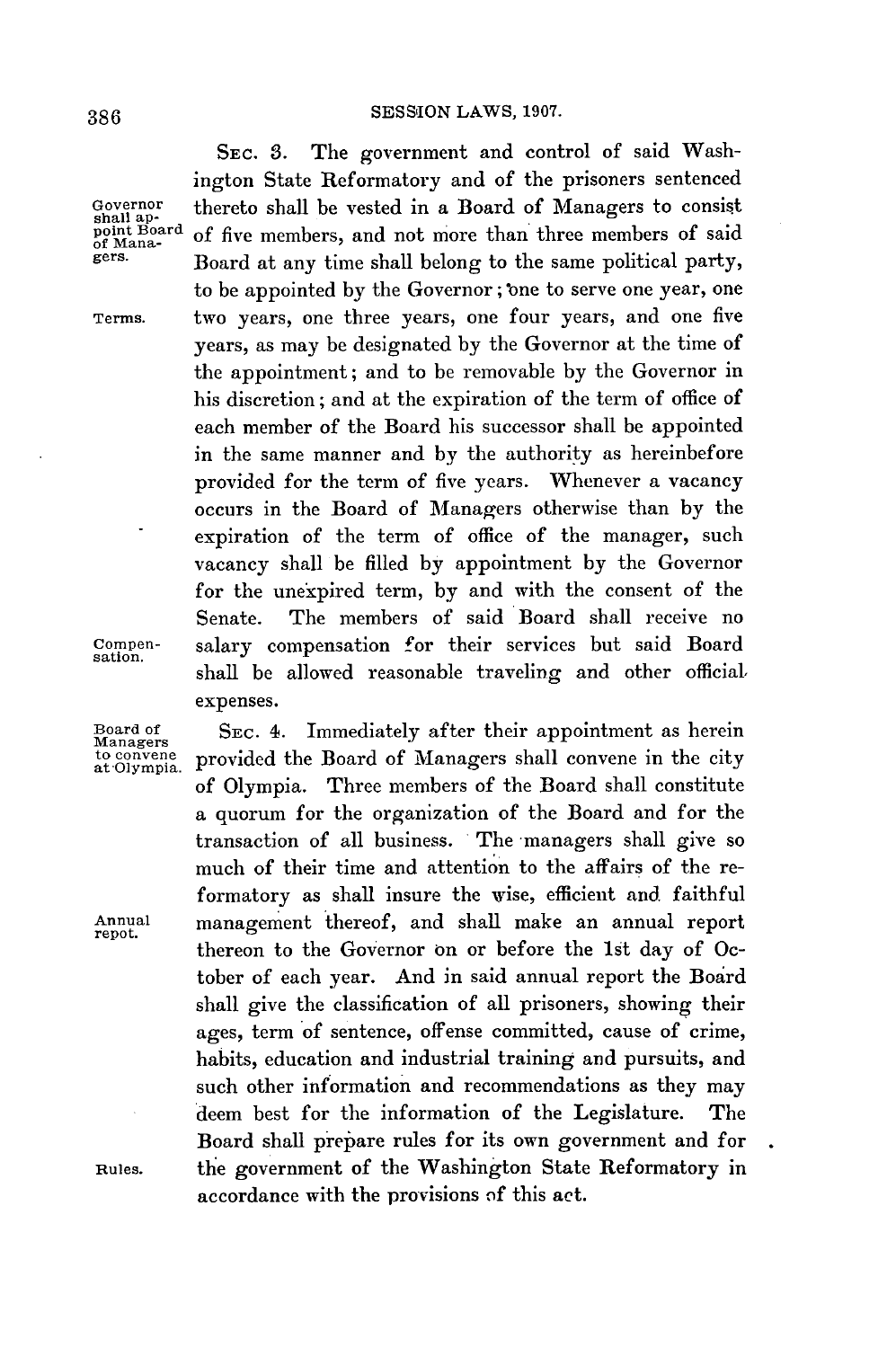SEC. 3. The government and control of said Washington State Reformatory and of the prisoners sentenced thereto shall be vested in a Board of Managers to consist of five members, and not more than three members of said Board at any time shall belong to the same political party, to be appointed by the Governor; one to serve one year, one two years, one three years, one four years, and one five years, as may be designated by the Governor at the time of the appointment; and to be removable by the Governor in his discretion; and at the expiration of the term of office of each member of the Board his successor shall be appointed in the same manner and by the authority as hereinbefore provided for the term of five years. Whenever a vacancy occurs in the Board of Managers otherwise than by the expiration of the term of office of the manager, such vacancy shall be filled by appointment by the Governor for the unexpired term, by and with the consent of the Senate. The members of said Board shall receive no salary compensation for their services but said Board shall be allowed reasonable traveling and other official expenses.

*Governor shall appoint Board of Managers.*

*Terms.*

*Compensation.*

SEC. 4. Immediately after their appointment as herein provided the Board of Managers shall convene in the city of Olympia. Three members of the Board shall constitute a quorum for the organization of the Board and for the transaction of all business. The managers shall give so much of their time and attention to the affairs of the reformatory as shall insure the wise, efficient and faithful management thereof, and shall make an annual report thereon to the Governor on or before the 1st day of October of each year. And in said annual report the Board shall give the classification of all prisoners, showing their ages, term of sentence, offense committed, cause of crime, habits, education and industrial training and pursuits, and such other information and recommendations as they may deem best for the information of the Legislature. The Board shall prepare rules for its own government and for the government of the Washington State Reformatory in accordance with the provisions of this act.

*Board of Managers to convene at Olympia.*

*Annual repot.*

*Rules.*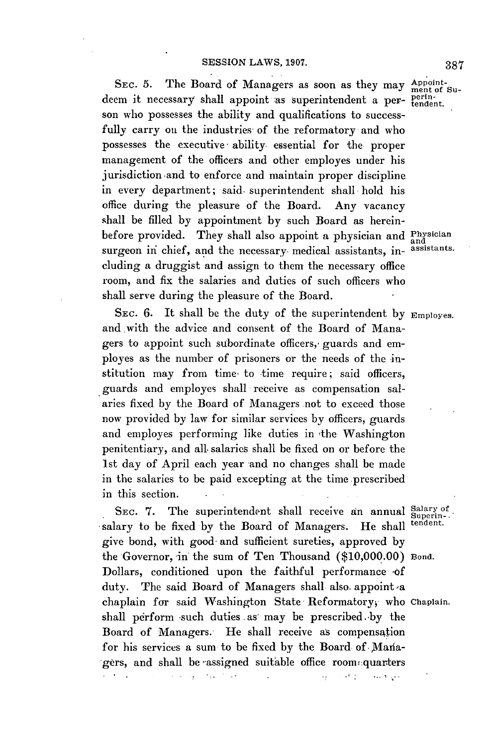SEC. 5. The Board of Managers as soon as they may deem it necessary shall appoint as superintendent a person who possesses the ability and qualifications to successfully carry on the industries of the reformatory and who possesses the executive ability essential for the proper management of the officers and other employes under his jurisdiction and to enforce and maintain proper discipline in every department; said superintendent shall hold his office during the pleasure of the Board. Any vacancy shall be filled by appointment by such Board as hereinbefore provided. They shall also appoint a physician and surgeon in chief, and the necessary medical assistants, including a druggist and assign to them the necessary office room, and fix the salaries and duties of such officers who shall serve during the pleasure of the Board.

*Appointment of Superintendent.*

*Physician and assistants.*

SEC. 6. It shall be the duty of the superintendent by and with the advice and consent of the Board of Managers to appoint such subordinate officers, guards and employes as the number of prisoners or the needs of the institution may from time to time require; said officers, guards and employes shall receive as compensation salaries fixed by the Board of Managers not to exceed those now provided by law for similar services by officers, guards and employes performing like duties in the Washington penitentiary, and all salaries shall be fixed on or before the 1st day of April each year and no changes shall be made in the salaries to be paid excepting at the time prescribed in this section.

*Employes.*

SEC. 7. The superintendent shall receive an annual salary to be fixed by the Board of Managers. He shall give bond, with good and sufficient sureties, approved by the Governor, in the sum of Ten Thousand ($10,000.00) Dollars, conditioned upon the faithful performance of duty. The said Board of Managers shall also appoint a chaplain for said Washington State Reformatory, who shall perform such duties as may be prescribed by the Board of Managers. He shall receive as compensation for his services a sum to be fixed by the Board of Managers, and shall be assigned suitable office room quarters

*Salary of Superintendent.*

*Bond.*

*Chaplain.*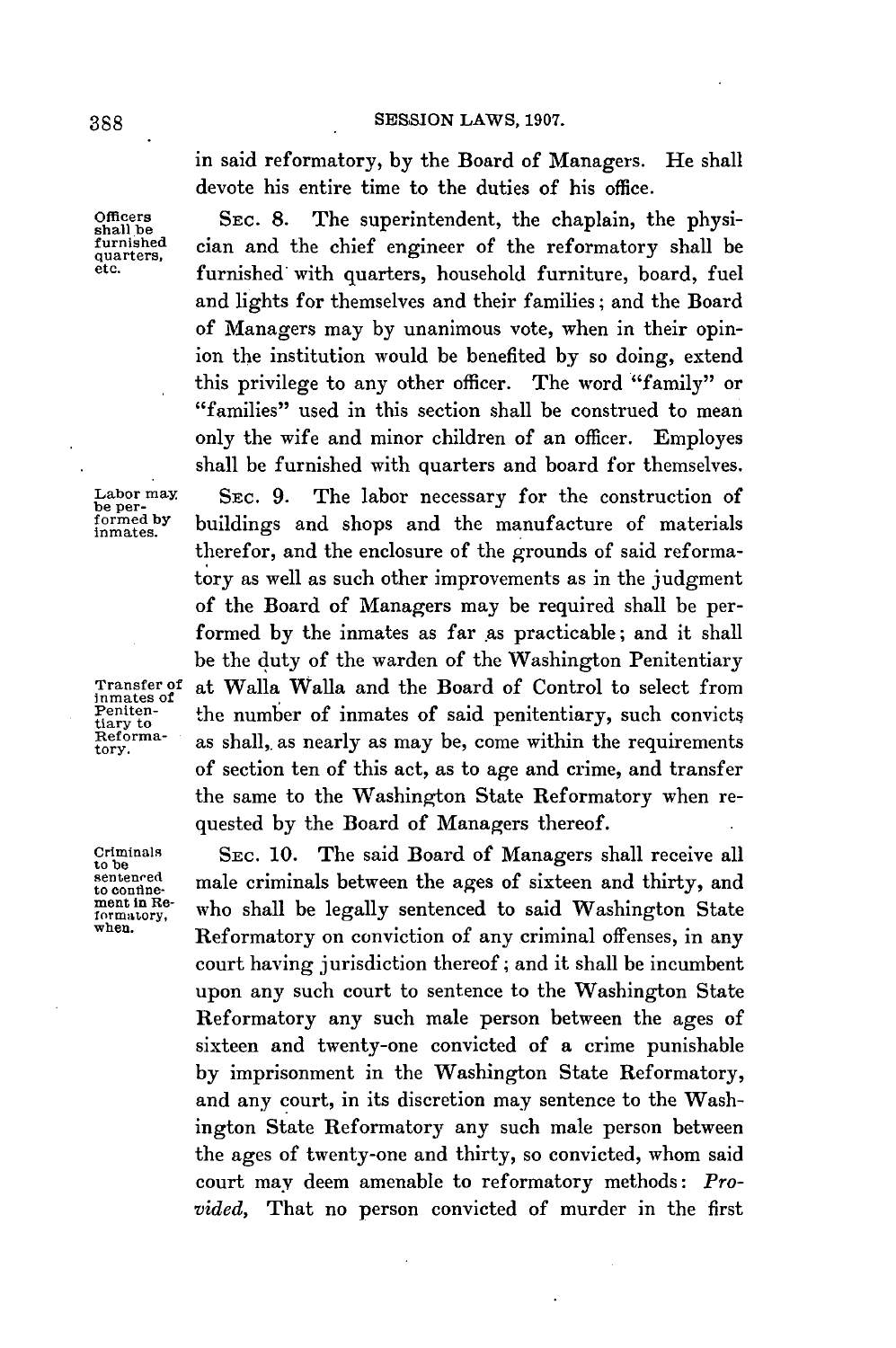in said reformatory, by the Board of Managers. He shall devote his entire time to the duties of his office.

Officers shall be furnished quarters, etc.

SEC. 8. The superintendent, the chaplain, the physician and the chief engineer of the reformatory shall be furnished with quarters, household furniture, board, fuel and lights for themselves and their families; and the Board of Managers may by unanimous vote, when in their opinion the institution would be benefited by so doing, extend this privilege to any other officer. The word "family" or "families" used in this section shall be construed to mean only the wife and minor children of an officer. Employes shall be furnished with quarters and board for themselves.

Labor may be performed by inmates.

SEC. 9. The labor necessary for the construction of buildings and shops and the manufacture of materials therefor, and the enclosure of the grounds of said reformatory as well as such other improvements as in the judgment of the Board of Managers may be required shall be performed by the inmates as far as practicable; and it shall be the duty of the warden of the Washington Penitentiary at Walla Walla and the Board of Control to select from the number of inmates of said penitentiary, such convicts as shall, as nearly as may be, come within the requirements of section ten of this act, as to age and crime, and transfer the same to the Washington State Reformatory when requested by the Board of Managers thereof.

Transfer of inmates of Penitentiary to Reformatory.

Criminals to be sentenced to confinement in Reformatory, when.

SEC. 10. The said Board of Managers shall receive all male criminals between the ages of sixteen and thirty, and who shall be legally sentenced to said Washington State Reformatory on conviction of any criminal offenses, in any court having jurisdiction thereof; and it shall be incumbent upon any such court to sentence to the Washington State Reformatory any such male person between the ages of sixteen and twenty-one convicted of a crime punishable by imprisonment in the Washington State Reformatory, and any court, in its discretion may sentence to the Washington State Reformatory any such male person between the ages of twenty-one and thirty, so convicted, whom said court may deem amenable to reformatory methods: *Provided,* That no person convicted of murder in the first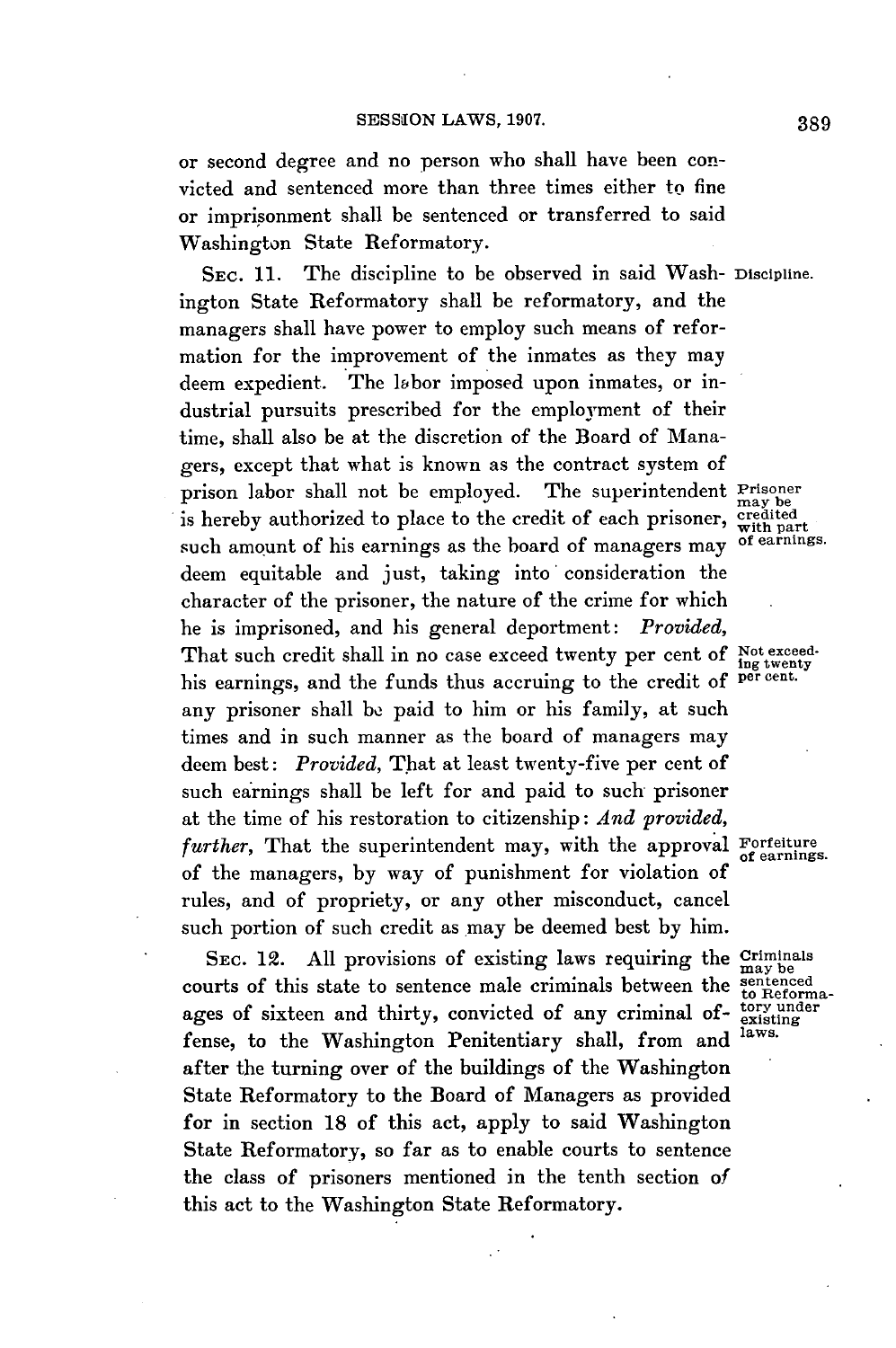or second degree and no person who shall have been convicted and sentenced more than three times either to fine or imprisonment shall be sentenced or transferred to said Washington State Reformatory.

SEC. 11. The discipline to be observed in said Washington State Reformatory shall be reformatory, and the managers shall have power to employ such means of reformation for the improvement of the inmates as they may deem expedient. The labor imposed upon inmates, or industrial pursuits prescribed for the employment of their time, shall also be at the discretion of the Board of Managers, except that what is known as the contract system of prison labor shall not be employed. The superintendent is hereby authorized to place to the credit of each prisoner, such amount of his earnings as the board of managers may deem equitable and just, taking into consideration the character of the prisoner, the nature of the crime for which he is imprisoned, and his general deportment: *Provided,* That such credit shall in no case exceed twenty per cent of his earnings, and the funds thus accruing to the credit of any prisoner shall be paid to him or his family, at such times and in such manner as the board of managers may deem best: *Provided,* That at least twenty-five per cent of such earnings shall be left for and paid to such prisoner at the time of his restoration to citizenship: *And provided, further,* That the superintendent may, with the approval of the managers, by way of punishment for violation of rules, and of propriety, or any other misconduct, cancel such portion of such credit as may be deemed best by him.

Discipline.

Prisoner may be credited with part of earnings.

Not exceeding twenty per cent.

Forfeiture of earnings.

SEC. 12. All provisions of existing laws requiring the courts of this state to sentence male criminals between the ages of sixteen and thirty, convicted of any criminal offense, to the Washington Penitentiary shall, from and after the turning over of the buildings of the Washington State Reformatory to the Board of Managers as provided for in section 18 of this act, apply to said Washington State Reformatory, so far as to enable courts to sentence the class of prisoners mentioned in the tenth section of this act to the Washington State Reformatory.

Criminals may be sentenced to Reformatory under existing laws.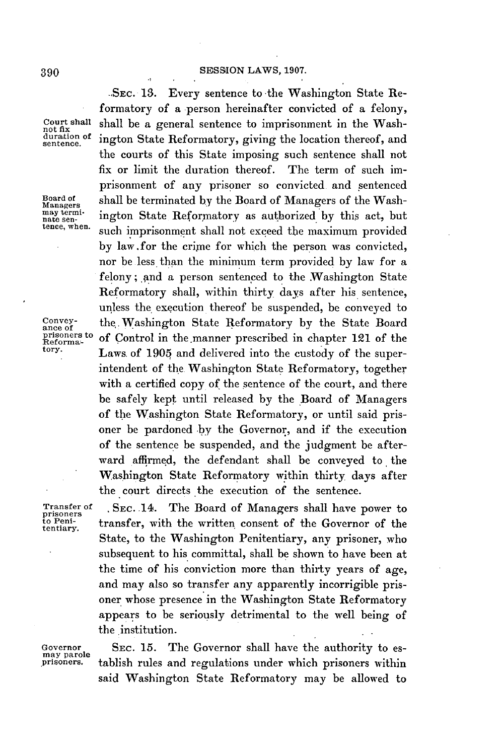SEC. 13. Every sentence to the Washington State Reformatory of a person hereinafter convicted of a felony, shall be a general sentence to imprisonment in the Washington State Reformatory, giving the location thereof, and the courts of this State imposing such sentence shall not fix or limit the duration thereof. The term of such imprisonment of any prisoner so convicted and sentenced shall be terminated by the Board of Managers of the Washington State Reformatory as authorized by this act, but such imprisonment shall not exceed the maximum provided by law for the crime for which the person was convicted, nor be less than the minimum term provided by law for a felony; and a person sentenced to the Washington State Reformatory shall, within thirty days after his sentence, unless the execution thereof be suspended, be conveyed to the Washington State Reformatory by the State Board of Control in the manner prescribed in chapter 121 of the Laws of 1905 and delivered into the custody of the superintendent of the Washington State Reformatory, together with a certified copy of the sentence of the court, and there be safely kept until released by the Board of Managers of the Washington State Reformatory, or until said prisoner be pardoned by the Governor, and if the execution of the sentence be suspended, and the judgment be afterward affirmed, the defendant shall be conveyed to the Washington State Reformatory within thirty days after the court directs the execution of the sentence.

*Court shall not fix duration of sentence.*

*Board of Managers may terminate sentence, when.*

*Conveyance of prisoners to Reformatory.*

SEC. 14. The Board of Managers shall have power to transfer, with the written consent of the Governor of the State, to the Washington Penitentiary, any prisoner, who subsequent to his committal, shall be shown to have been at the time of his conviction more than thirty years of age, and may also so transfer any apparently incorrigible prisoner whose presence in the Washington State Reformatory appears to be seriously detrimental to the well being of the institution.

*Transfer of prisoners to Penitentiary.*

SEC. 15. The Governor shall have the authority to establish rules and regulations under which prisoners within said Washington State Reformatory may be allowed to

*Governor may parole prisoners.*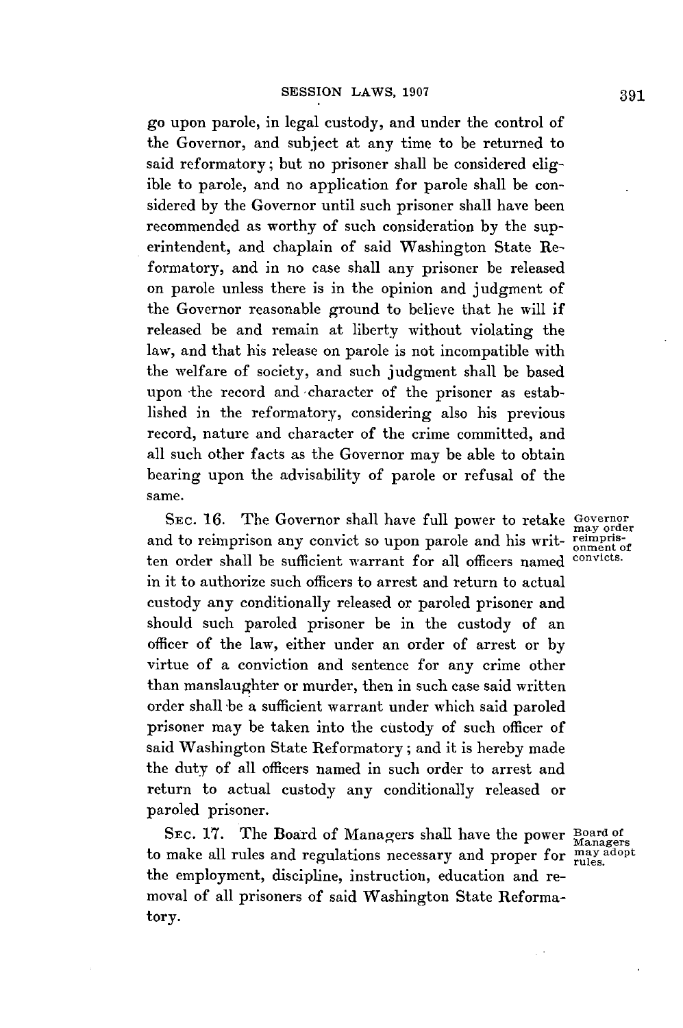go upon parole, in legal custody, and under the control of the Governor, and subject at any time to be returned to said reformatory; but no prisoner shall be considered eligible to parole, and no application for parole shall be considered by the Governor until such prisoner shall have been recommended as worthy of such consideration by the superintendent, and chaplain of said Washington State Reformatory, and in no case shall any prisoner be released on parole unless there is in the opinion and judgment of the Governor reasonable ground to believe that he will if released be and remain at liberty without violating the law, and that his release on parole is not incompatible with the welfare of society, and such judgment shall be based upon the record and character of the prisoner as established in the reformatory, considering also his previous record, nature and character of the crime committed, and all such other facts as the Governor may be able to obtain bearing upon the advisability of parole or refusal of the same.

*Governor may order reimprisonment of convicts.*

SEC. 16. The Governor shall have full power to retake and to reimprison any convict so upon parole and his written order shall be sufficient warrant for all officers named in it to authorize such officers to arrest and return to actual custody any conditionally released or paroled prisoner and should such paroled prisoner be in the custody of an officer of the law, either under an order of arrest or by virtue of a conviction and sentence for any crime other than manslaughter or murder, then in such case said written order shall be a sufficient warrant under which said paroled prisoner may be taken into the custody of such officer of said Washington State Reformatory; and it is hereby made the duty of all officers named in such order to arrest and return to actual custody any conditionally released or paroled prisoner.

*Board of Managers may adopt rules.*

SEC. 17. The Board of Managers shall have the power to make all rules and regulations necessary and proper for the employment, discipline, instruction, education and removal of all prisoners of said Washington State Reformatory.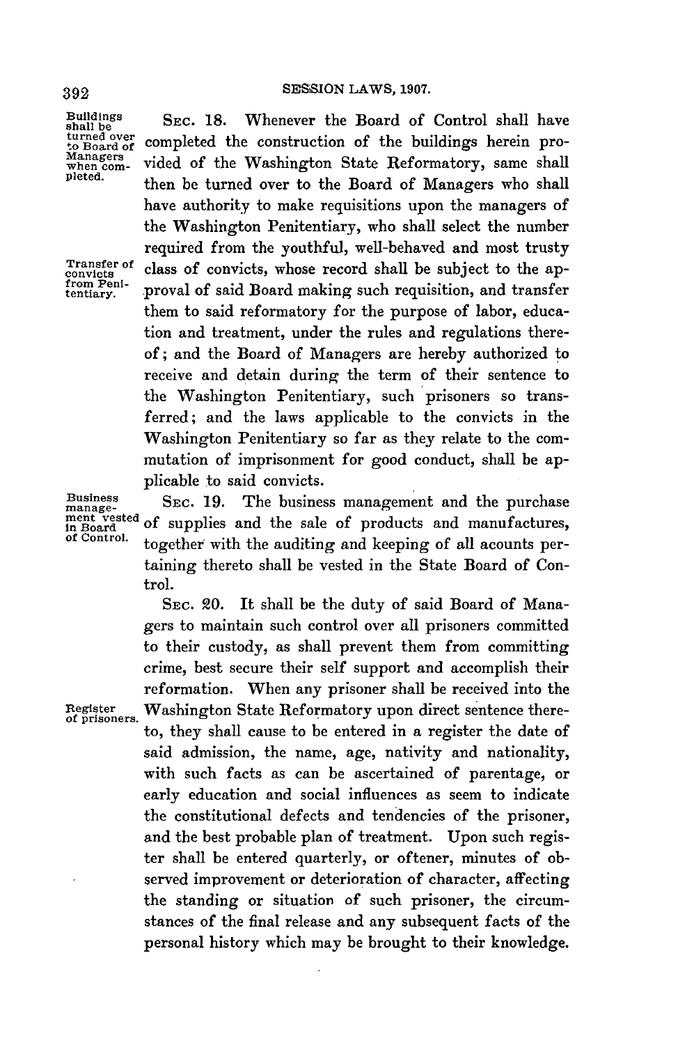Buildings shall be turned over to Board of Managers when completed.

SEC. 18. Whenever the Board of Control shall have completed the construction of the buildings herein provided of the Washington State Reformatory, same shall then be turned over to the Board of Managers who shall have authority to make requisitions upon the managers of the Washington Penitentiary, who shall select the number required from the youthful, well-behaved and most trusty class of convicts, whose record shall be subject to the approval of said Board making such requisition, and transfer them to said reformatory for the purpose of labor, education and treatment, under the rules and regulations thereof; and the Board of Managers are hereby authorized to receive and detain during the term of their sentence to the Washington Penitentiary, such prisoners so transferred; and the laws applicable to the convicts in the Washington Penitentiary so far as they relate to the commutation of imprisonment for good conduct, shall be applicable to said convicts.

Transfer of convicts from Penitentiary.

Business management vested in Board of Control.

SEC. 19. The business management and the purchase of supplies and the sale of products and manufactures, together with the auditing and keeping of all acounts pertaining thereto shall be vested in the State Board of Control.

SEC. 20. It shall be the duty of said Board of Managers to maintain such control over all prisoners committed to their custody, as shall prevent them from committing crime, best secure their self support and accomplish their reformation. When any prisoner shall be received into the Washington State Reformatory upon direct sentence thereto, they shall cause to be entered in a register the date of said admission, the name, age, nativity and nationality, with such facts as can be ascertained of parentage, or early education and social influences as seem to indicate the constitutional defects and tendencies of the prisoner, and the best probable plan of treatment. Upon such register shall be entered quarterly, or oftener, minutes of observed improvement or deterioration of character, affecting the standing or situation of such prisoner, the circumstances of the final release and any subsequent facts of the personal history which may be brought to their knowledge.

Register of prisoners.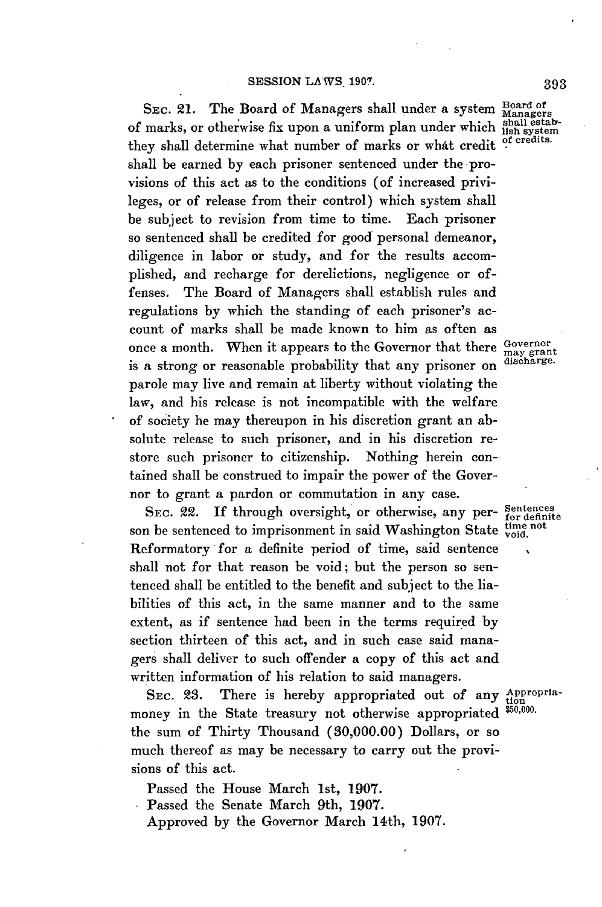SEC. 21. The Board of Managers shall under a system of marks, or otherwise fix upon a uniform plan under which they shall determine what number of marks or what credit shall be earned by each prisoner sentenced under the provisions of this act as to the conditions (of increased privileges, or of release from their control) which system shall be subject to revision from time to time. Each prisoner so sentenced shall be credited for good personal demeanor, diligence in labor or study, and for the results accomplished, and recharge for derelictions, negligence or offenses. The Board of Managers shall establish rules and regulations by which the standing of each prisoner's account of marks shall be made known to him as often as once a month. When it appears to the Governor that there is a strong or reasonable probability that any prisoner on parole may live and remain at liberty without violating the law, and his release is not incompatible with the welfare of society he may thereupon in his discretion grant an absolute release to such prisoner, and in his discretion restore such prisoner to citizenship. Nothing herein contained shall be construed to impair the power of the Governor to grant a pardon or commutation in any case.

Board of Managers shall establish system of credits.

Governor may grant discharge.

SEC. 22. If through oversight, or otherwise, any person be sentenced to imprisonment in said Washington State Reformatory for a definite period of time, said sentence shall not for that reason be void; but the person so sentenced shall be entitled to the benefit and subject to the liabilities of this act, in the same manner and to the same extent, as if sentence had been in the terms required by section thirteen of this act, and in such case said managers shall deliver to such offender a copy of this act and written information of his relation to said managers.

Sentences for definite time not void.

SEC. 23. There is hereby appropriated out of any money in the State treasury not otherwise appropriated the sum of Thirty Thousand (30,000.00) Dollars, or so much thereof as may be necessary to carry out the provisions of this act.

Appropriation $50,000.

Passed the House March 1st, 1907.

Passed the Senate March 9th, 1907.

Approved by the Governor March 14th, 1907.